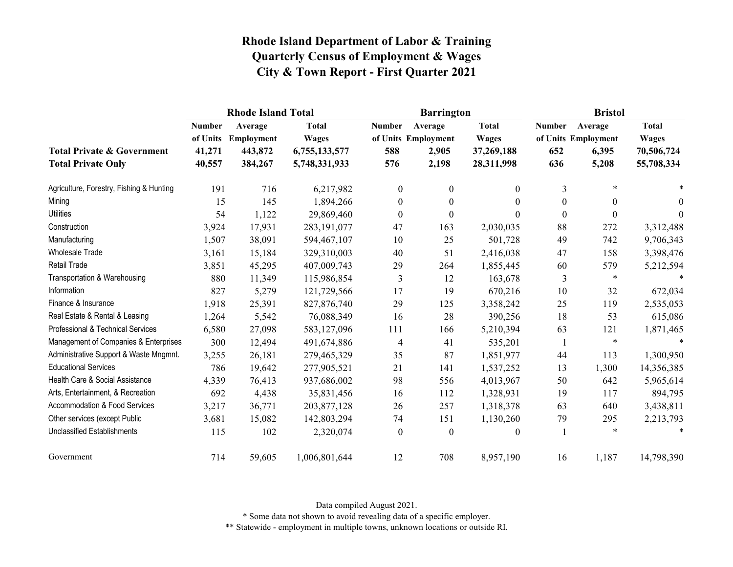# Rhode Island Department of Labor & Training
# Quarterly Census of Employment & Wages
# City & Town Report - First Quarter 2021

| | Rhode Island Total | | | Barrington | | | Bristol | | |
|---|---|---|---|---|---|---|---|---|---|
| | Number of Units | Average Employment | Total Wages | Number of Units | Average Employment | Total Wages | Number of Units | Average Employment | Total Wages |
| **Total Private & Government** | **41,271** | **443,872** | **6,755,133,577** | **588** | **2,905** | **37,269,188** | **652** | **6,395** | **70,506,724** |
| **Total Private Only** | **40,557** | **384,267** | **5,748,331,933** | **576** | **2,198** | **28,311,998** | **636** | **5,208** | **55,708,334** |
| Agriculture, Forestry, Fishing & Hunting | 191 | 716 | 6,217,982 | 0 | 0 | 0 | 3 | * | * |
| Mining | 15 | 145 | 1,894,266 | 0 | 0 | 0 | 0 | 0 | 0 |
| Utilities | 54 | 1,122 | 29,869,460 | 0 | 0 | 0 | 0 | 0 | 0 |
| Construction | 3,924 | 17,931 | 283,191,077 | 47 | 163 | 2,030,035 | 88 | 272 | 3,312,488 |
| Manufacturing | 1,507 | 38,091 | 594,467,107 | 10 | 25 | 501,728 | 49 | 742 | 9,706,343 |
| Wholesale Trade | 3,161 | 15,184 | 329,310,003 | 40 | 51 | 2,416,038 | 47 | 158 | 3,398,476 |
| Retail Trade | 3,851 | 45,295 | 407,009,743 | 29 | 264 | 1,855,445 | 60 | 579 | 5,212,594 |
| Transportation & Warehousing | 880 | 11,349 | 115,986,854 | 3 | 12 | 163,678 | 3 | * | * |
| Information | 827 | 5,279 | 121,729,566 | 17 | 19 | 670,216 | 10 | 32 | 672,034 |
| Finance & Insurance | 1,918 | 25,391 | 827,876,740 | 29 | 125 | 3,358,242 | 25 | 119 | 2,535,053 |
| Real Estate & Rental & Leasing | 1,264 | 5,542 | 76,088,349 | 16 | 28 | 390,256 | 18 | 53 | 615,086 |
| Professional & Technical Services | 6,580 | 27,098 | 583,127,096 | 111 | 166 | 5,210,394 | 63 | 121 | 1,871,465 |
| Management of Companies & Enterprises | 300 | 12,494 | 491,674,886 | 4 | 41 | 535,201 | 1 | * | * |
| Administrative Support & Waste Mngmnt. | 3,255 | 26,181 | 279,465,329 | 35 | 87 | 1,851,977 | 44 | 113 | 1,300,950 |
| Educational Services | 786 | 19,642 | 277,905,521 | 21 | 141 | 1,537,252 | 13 | 1,300 | 14,356,385 |
| Health Care & Social Assistance | 4,339 | 76,413 | 937,686,002 | 98 | 556 | 4,013,967 | 50 | 642 | 5,965,614 |
| Arts, Entertainment, & Recreation | 692 | 4,438 | 35,831,456 | 16 | 112 | 1,328,931 | 19 | 117 | 894,795 |
| Accommodation & Food Services | 3,217 | 36,771 | 203,877,128 | 26 | 257 | 1,318,378 | 63 | 640 | 3,438,811 |
| Other services (except Public | 3,681 | 15,082 | 142,803,294 | 74 | 151 | 1,130,260 | 79 | 295 | 2,213,793 |
| Unclassified Establishments | 115 | 102 | 2,320,074 | 0 | 0 | 0 | 1 | * | * |
| Government | 714 | 59,605 | 1,006,801,644 | 12 | 708 | 8,957,190 | 16 | 1,187 | 14,798,390 |

Data compiled August 2021.

* Some data not shown to avoid revealing data of a specific employer.

** Statewide - employment in multiple towns, unknown locations or outside RI.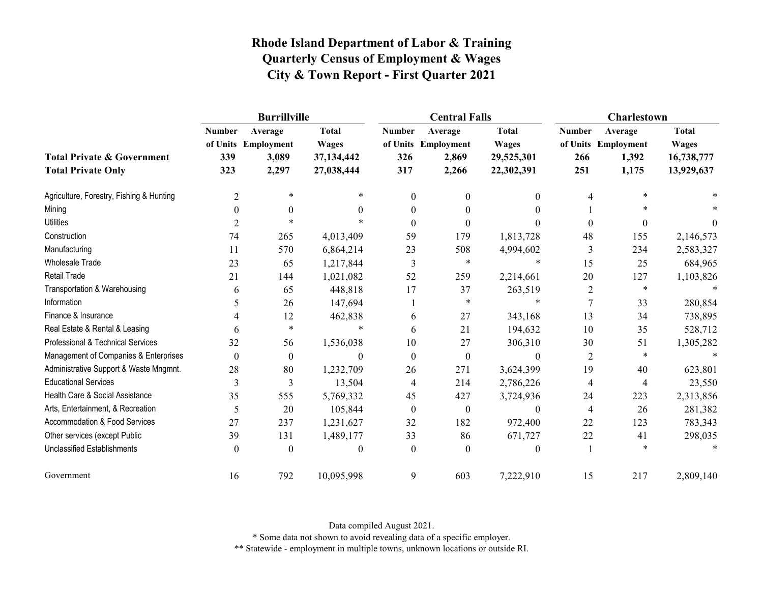# Rhode Island Department of Labor & Training
# Quarterly Census of Employment & Wages
# City & Town Report - First Quarter 2021

| | Burrillville | | | Central Falls | | | Charlestown | | |
|---|---|---|---|---|---|---|---|---|---|
| | Number of Units | Average Employment | Total Wages | Number of Units | Average Employment | Total Wages | Number of Units | Average Employment | Total Wages |
| **Total Private & Government** | **339** | **3,089** | **37,134,442** | **326** | **2,869** | **29,525,301** | **266** | **1,392** | **16,738,777** |
| **Total Private Only** | **323** | **2,297** | **27,038,444** | **317** | **2,266** | **22,302,391** | **251** | **1,175** | **13,929,637** |
| Agriculture, Forestry, Fishing & Hunting | 2 | * | * | 0 | 0 | 0 | 4 | * | * |
| Mining | 0 | 0 | 0 | 0 | 0 | 0 | 1 | * | * |
| Utilities | 2 | * | * | 0 | 0 | 0 | 0 | 0 | 0 |
| Construction | 74 | 265 | 4,013,409 | 59 | 179 | 1,813,728 | 48 | 155 | 2,146,573 |
| Manufacturing | 11 | 570 | 6,864,214 | 23 | 508 | 4,994,602 | 3 | 234 | 2,583,327 |
| Wholesale Trade | 23 | 65 | 1,217,844 | 3 | * | * | 15 | 25 | 684,965 |
| Retail Trade | 21 | 144 | 1,021,082 | 52 | 259 | 2,214,661 | 20 | 127 | 1,103,826 |
| Transportation & Warehousing | 6 | 65 | 448,818 | 17 | 37 | 263,519 | 2 | * | * |
| Information | 5 | 26 | 147,694 | 1 | * | * | 7 | 33 | 280,854 |
| Finance & Insurance | 4 | 12 | 462,838 | 6 | 27 | 343,168 | 13 | 34 | 738,895 |
| Real Estate & Rental & Leasing | 6 | * | * | 6 | 21 | 194,632 | 10 | 35 | 528,712 |
| Professional & Technical Services | 32 | 56 | 1,536,038 | 10 | 27 | 306,310 | 30 | 51 | 1,305,282 |
| Management of Companies & Enterprises | 0 | 0 | 0 | 0 | 0 | 0 | 2 | * | * |
| Administrative Support & Waste Mngmnt. | 28 | 80 | 1,232,709 | 26 | 271 | 3,624,399 | 19 | 40 | 623,801 |
| Educational Services | 3 | 3 | 13,504 | 4 | 214 | 2,786,226 | 4 | 4 | 23,550 |
| Health Care & Social Assistance | 35 | 555 | 5,769,332 | 45 | 427 | 3,724,936 | 24 | 223 | 2,313,856 |
| Arts, Entertainment, & Recreation | 5 | 20 | 105,844 | 0 | 0 | 0 | 4 | 26 | 281,382 |
| Accommodation & Food Services | 27 | 237 | 1,231,627 | 32 | 182 | 972,400 | 22 | 123 | 783,343 |
| Other services (except Public | 39 | 131 | 1,489,177 | 33 | 86 | 671,727 | 22 | 41 | 298,035 |
| Unclassified Establishments | 0 | 0 | 0 | 0 | 0 | 0 | 1 | * | * |
| Government | 16 | 792 | 10,095,998 | 9 | 603 | 7,222,910 | 15 | 217 | 2,809,140 |

Data compiled August 2021.

* Some data not shown to avoid revealing data of a specific employer.

** Statewide - employment in multiple towns, unknown locations or outside RI.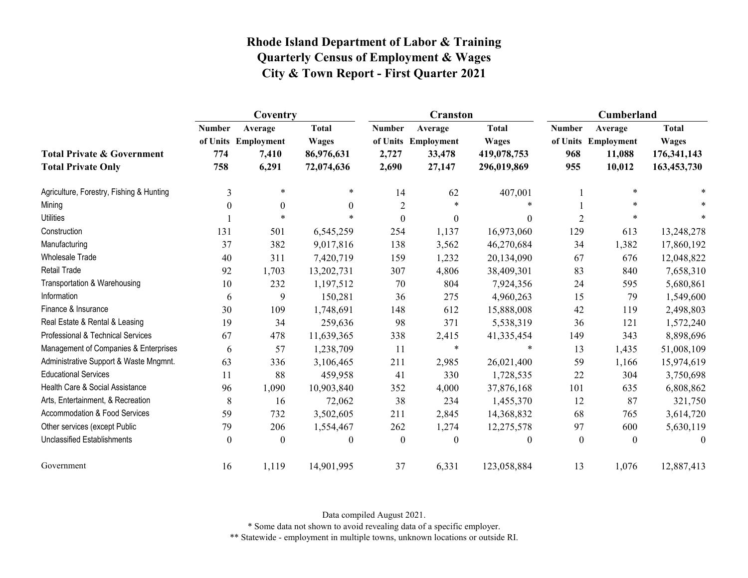# Rhode Island Department of Labor & Training
## Quarterly Census of Employment & Wages
## City & Town Report - First Quarter 2021

| | Coventry | | | Cranston | | | Cumberland | | |
|---|---|---|---|---|---|---|---|---|---|
| | Number of Units | Average Employment | Total Wages | Number of Units | Average Employment | Total Wages | Number of Units | Average Employment | Total Wages |
| **Total Private & Government** | **774** | **7,410** | **86,976,631** | **2,727** | **33,478** | **419,078,753** | **968** | **11,088** | **176,341,143** |
| **Total Private Only** | **758** | **6,291** | **72,074,636** | **2,690** | **27,147** | **296,019,869** | **955** | **10,012** | **163,453,730** |
| Agriculture, Forestry, Fishing & Hunting | 3 | * | * | 14 | 62 | 407,001 | 1 | * | * |
| Mining | 0 | 0 | 0 | 2 | * | * | 1 | * | * |
| Utilities | 1 | * | * | 0 | 0 | 0 | 2 | * | * |
| Construction | 131 | 501 | 6,545,259 | 254 | 1,137 | 16,973,060 | 129 | 613 | 13,248,278 |
| Manufacturing | 37 | 382 | 9,017,816 | 138 | 3,562 | 46,270,684 | 34 | 1,382 | 17,860,192 |
| Wholesale Trade | 40 | 311 | 7,420,719 | 159 | 1,232 | 20,134,090 | 67 | 676 | 12,048,822 |
| Retail Trade | 92 | 1,703 | 13,202,731 | 307 | 4,806 | 38,409,301 | 83 | 840 | 7,658,310 |
| Transportation & Warehousing | 10 | 232 | 1,197,512 | 70 | 804 | 7,924,356 | 24 | 595 | 5,680,861 |
| Information | 6 | 9 | 150,281 | 36 | 275 | 4,960,263 | 15 | 79 | 1,549,600 |
| Finance & Insurance | 30 | 109 | 1,748,691 | 148 | 612 | 15,888,008 | 42 | 119 | 2,498,803 |
| Real Estate & Rental & Leasing | 19 | 34 | 259,636 | 98 | 371 | 5,538,319 | 36 | 121 | 1,572,240 |
| Professional & Technical Services | 67 | 478 | 11,639,365 | 338 | 2,415 | 41,335,454 | 149 | 343 | 8,898,696 |
| Management of Companies & Enterprises | 6 | 57 | 1,238,709 | 11 | * | * | 13 | 1,435 | 51,008,109 |
| Administrative Support & Waste Mngmnt. | 63 | 336 | 3,106,465 | 211 | 2,985 | 26,021,400 | 59 | 1,166 | 15,974,619 |
| Educational Services | 11 | 88 | 459,958 | 41 | 330 | 1,728,535 | 22 | 304 | 3,750,698 |
| Health Care & Social Assistance | 96 | 1,090 | 10,903,840 | 352 | 4,000 | 37,876,168 | 101 | 635 | 6,808,862 |
| Arts, Entertainment, & Recreation | 8 | 16 | 72,062 | 38 | 234 | 1,455,370 | 12 | 87 | 321,750 |
| Accommodation & Food Services | 59 | 732 | 3,502,605 | 211 | 2,845 | 14,368,832 | 68 | 765 | 3,614,720 |
| Other services (except Public | 79 | 206 | 1,554,467 | 262 | 1,274 | 12,275,578 | 97 | 600 | 5,630,119 |
| Unclassified Establishments | 0 | 0 | 0 | 0 | 0 | 0 | 0 | 0 | 0 |
| Government | 16 | 1,119 | 14,901,995 | 37 | 6,331 | 123,058,884 | 13 | 1,076 | 12,887,413 |

Data compiled August 2021.

* Some data not shown to avoid revealing data of a specific employer.

** Statewide - employment in multiple towns, unknown locations or outside RI.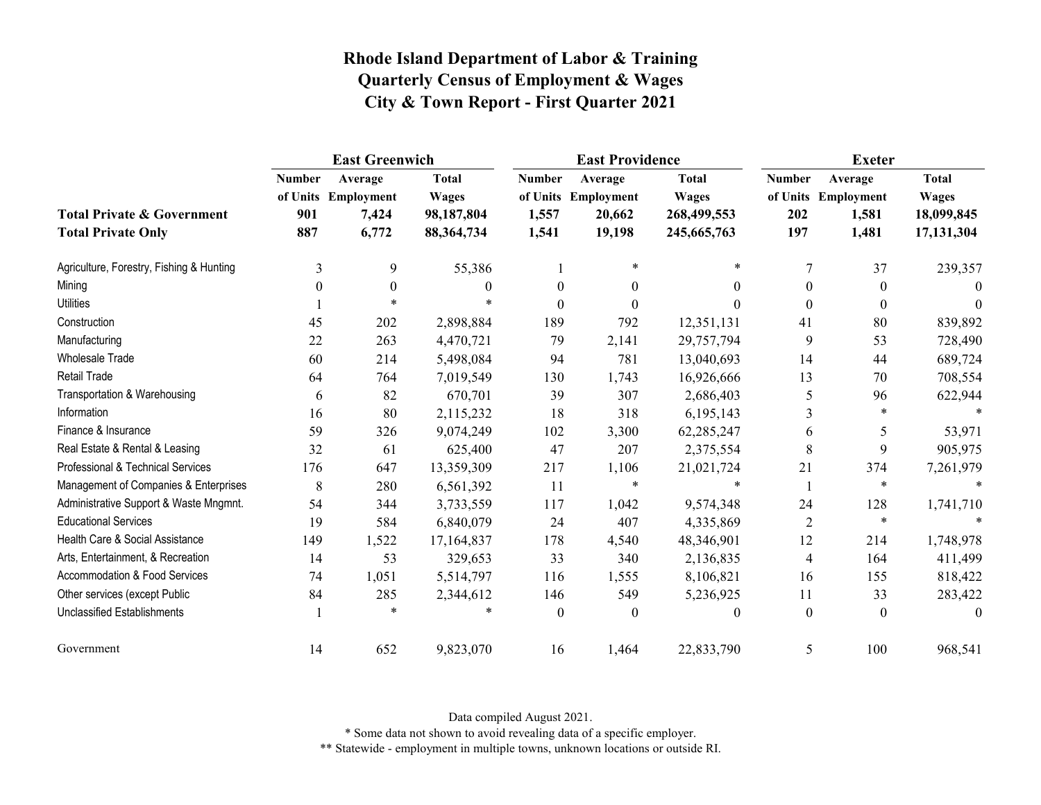# Rhode Island Department of Labor & Training
# Quarterly Census of Employment & Wages
# City & Town Report - First Quarter 2021

| | East Greenwich | | | East Providence | | | Exeter | | |
|---|---|---|---|---|---|---|---|---|---|
| | Number of Units | Average Employment | Total Wages | Number of Units | Average Employment | Total Wages | Number of Units | Average Employment | Total Wages |
| **Total Private & Government** | **901** | **7,424** | **98,187,804** | **1,557** | **20,662** | **268,499,553** | **202** | **1,581** | **18,099,845** |
| **Total Private Only** | **887** | **6,772** | **88,364,734** | **1,541** | **19,198** | **245,665,763** | **197** | **1,481** | **17,131,304** |
| Agriculture, Forestry, Fishing & Hunting | 3 | 9 | 55,386 | 1 | * | * | 7 | 37 | 239,357 |
| Mining | 0 | 0 | 0 | 0 | 0 | 0 | 0 | 0 | 0 |
| Utilities | 1 | * | * | 0 | 0 | 0 | 0 | 0 | 0 |
| Construction | 45 | 202 | 2,898,884 | 189 | 792 | 12,351,131 | 41 | 80 | 839,892 |
| Manufacturing | 22 | 263 | 4,470,721 | 79 | 2,141 | 29,757,794 | 9 | 53 | 728,490 |
| Wholesale Trade | 60 | 214 | 5,498,084 | 94 | 781 | 13,040,693 | 14 | 44 | 689,724 |
| Retail Trade | 64 | 764 | 7,019,549 | 130 | 1,743 | 16,926,666 | 13 | 70 | 708,554 |
| Transportation & Warehousing | 6 | 82 | 670,701 | 39 | 307 | 2,686,403 | 5 | 96 | 622,944 |
| Information | 16 | 80 | 2,115,232 | 18 | 318 | 6,195,143 | 3 | * | * |
| Finance & Insurance | 59 | 326 | 9,074,249 | 102 | 3,300 | 62,285,247 | 6 | 5 | 53,971 |
| Real Estate & Rental & Leasing | 32 | 61 | 625,400 | 47 | 207 | 2,375,554 | 8 | 9 | 905,975 |
| Professional & Technical Services | 176 | 647 | 13,359,309 | 217 | 1,106 | 21,021,724 | 21 | 374 | 7,261,979 |
| Management of Companies & Enterprises | 8 | 280 | 6,561,392 | 11 | * | * | 1 | * | * |
| Administrative Support & Waste Mngmnt. | 54 | 344 | 3,733,559 | 117 | 1,042 | 9,574,348 | 24 | 128 | 1,741,710 |
| Educational Services | 19 | 584 | 6,840,079 | 24 | 407 | 4,335,869 | 2 | * | * |
| Health Care & Social Assistance | 149 | 1,522 | 17,164,837 | 178 | 4,540 | 48,346,901 | 12 | 214 | 1,748,978 |
| Arts, Entertainment, & Recreation | 14 | 53 | 329,653 | 33 | 340 | 2,136,835 | 4 | 164 | 411,499 |
| Accommodation & Food Services | 74 | 1,051 | 5,514,797 | 116 | 1,555 | 8,106,821 | 16 | 155 | 818,422 |
| Other services (except Public | 84 | 285 | 2,344,612 | 146 | 549 | 5,236,925 | 11 | 33 | 283,422 |
| Unclassified Establishments | 1 | * | * | 0 | 0 | 0 | 0 | 0 | 0 |
| Government | 14 | 652 | 9,823,070 | 16 | 1,464 | 22,833,790 | 5 | 100 | 968,541 |

Data compiled August 2021.

* Some data not shown to avoid revealing data of a specific employer.

** Statewide - employment in multiple towns, unknown locations or outside RI.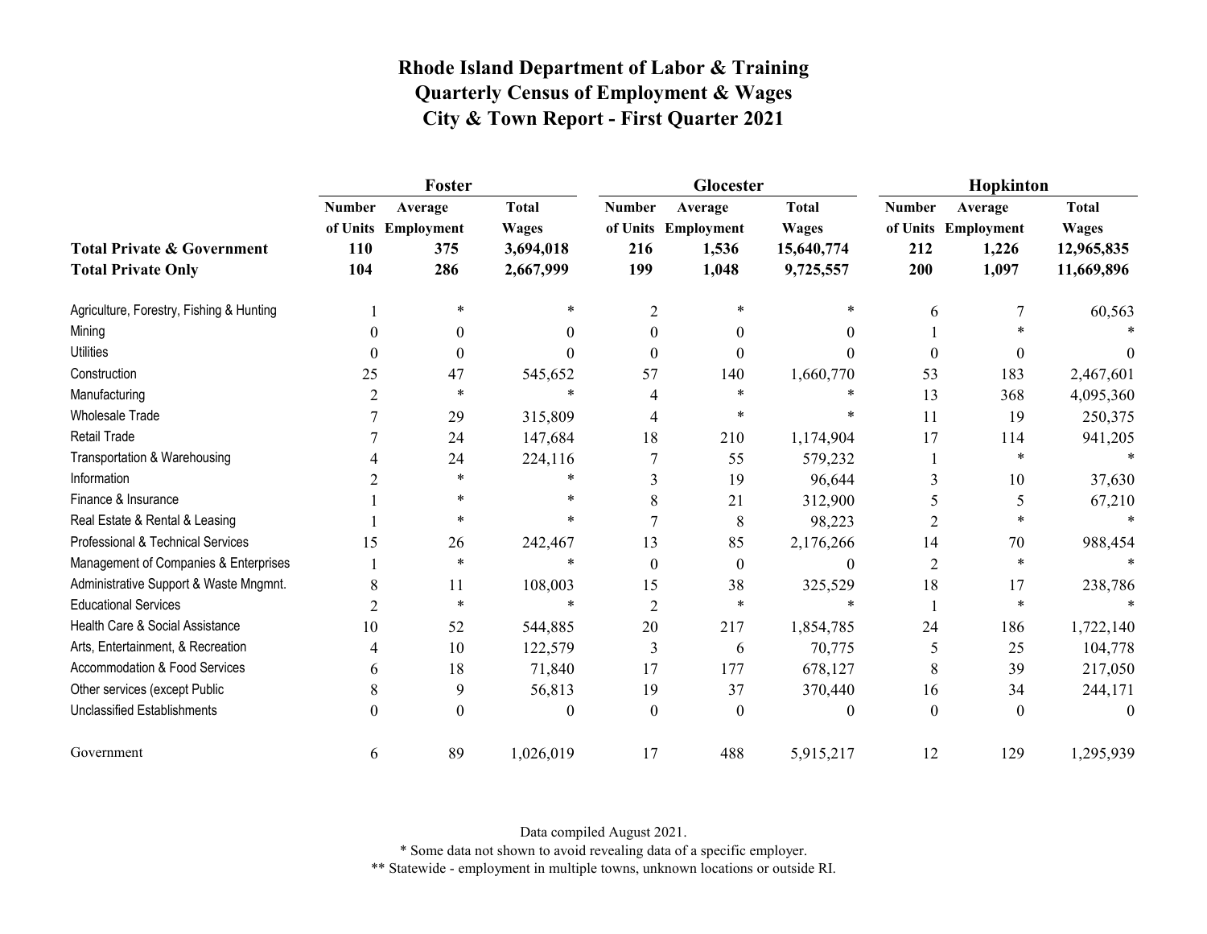# Rhode Island Department of Labor & Training
# Quarterly Census of Employment & Wages
# City & Town Report - First Quarter 2021

| | Foster | | | Glocester | | | Hopkinton | | |
|---|---|---|---|---|---|---|---|---|---|
| | Number of Units | Average Employment | Total Wages | Number of Units | Average Employment | Total Wages | Number of Units | Average Employment | Total Wages |
| **Total Private & Government** | **110** | **375** | **3,694,018** | **216** | **1,536** | **15,640,774** | **212** | **1,226** | **12,965,835** |
| **Total Private Only** | **104** | **286** | **2,667,999** | **199** | **1,048** | **9,725,557** | **200** | **1,097** | **11,669,896** |
| Agriculture, Forestry, Fishing & Hunting | 1 | * | * | 2 | * | * | 6 | 7 | 60,563 |
| Mining | 0 | 0 | 0 | 0 | 0 | 0 | 1 | * | * |
| Utilities | 0 | 0 | 0 | 0 | 0 | 0 | 0 | 0 | 0 |
| Construction | 25 | 47 | 545,652 | 57 | 140 | 1,660,770 | 53 | 183 | 2,467,601 |
| Manufacturing | 2 | * | * | 4 | * | * | 13 | 368 | 4,095,360 |
| Wholesale Trade | 7 | 29 | 315,809 | 4 | * | * | 11 | 19 | 250,375 |
| Retail Trade | 7 | 24 | 147,684 | 18 | 210 | 1,174,904 | 17 | 114 | 941,205 |
| Transportation & Warehousing | 4 | 24 | 224,116 | 7 | 55 | 579,232 | 1 | * | * |
| Information | 2 | * | * | 3 | 19 | 96,644 | 3 | 10 | 37,630 |
| Finance & Insurance | 1 | * | * | 8 | 21 | 312,900 | 5 | 5 | 67,210 |
| Real Estate & Rental & Leasing | 1 | * | * | 7 | 8 | 98,223 | 2 | * | * |
| Professional & Technical Services | 15 | 26 | 242,467 | 13 | 85 | 2,176,266 | 14 | 70 | 988,454 |
| Management of Companies & Enterprises | 1 | * | * | 0 | 0 | 0 | 2 | * | * |
| Administrative Support & Waste Mngmnt. | 8 | 11 | 108,003 | 15 | 38 | 325,529 | 18 | 17 | 238,786 |
| Educational Services | 2 | * | * | 2 | * | * | 1 | * | * |
| Health Care & Social Assistance | 10 | 52 | 544,885 | 20 | 217 | 1,854,785 | 24 | 186 | 1,722,140 |
| Arts, Entertainment, & Recreation | 4 | 10 | 122,579 | 3 | 6 | 70,775 | 5 | 25 | 104,778 |
| Accommodation & Food Services | 6 | 18 | 71,840 | 17 | 177 | 678,127 | 8 | 39 | 217,050 |
| Other services (except Public | 8 | 9 | 56,813 | 19 | 37 | 370,440 | 16 | 34 | 244,171 |
| Unclassified Establishments | 0 | 0 | 0 | 0 | 0 | 0 | 0 | 0 | 0 |
| Government | 6 | 89 | 1,026,019 | 17 | 488 | 5,915,217 | 12 | 129 | 1,295,939 |

Data compiled August 2021.

* Some data not shown to avoid revealing data of a specific employer.

** Statewide - employment in multiple towns, unknown locations or outside RI.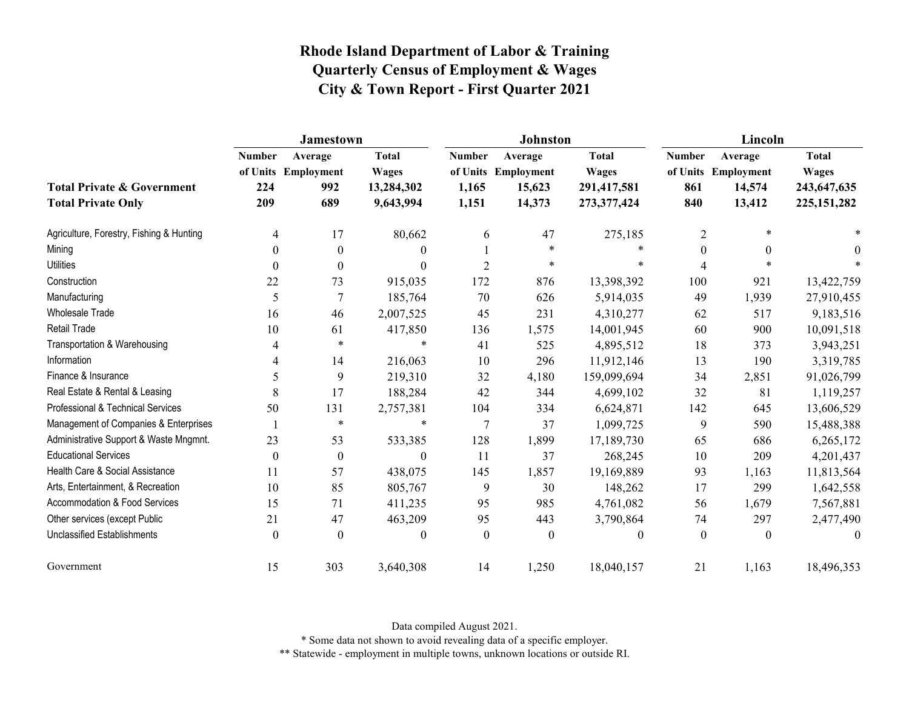# Rhode Island Department of Labor & Training
## Quarterly Census of Employment & Wages
## City & Town Report - First Quarter 2021

| | Jamestown | | | Johnston | | | Lincoln | | |
|---|---|---|---|---|---|---|---|---|---|
| | Number of Units | Average Employment | Total Wages | Number of Units | Average Employment | Total Wages | Number of Units | Average Employment | Total Wages |
| **Total Private & Government** | **224** | **992** | **13,284,302** | **1,165** | **15,623** | **291,417,581** | **861** | **14,574** | **243,647,635** |
| **Total Private Only** | **209** | **689** | **9,643,994** | **1,151** | **14,373** | **273,377,424** | **840** | **13,412** | **225,151,282** |
| Agriculture, Forestry, Fishing & Hunting | 4 | 17 | 80,662 | 6 | 47 | 275,185 | 2 | * | * |
| Mining | 0 | 0 | 0 | 1 | * | * | 0 | 0 | 0 |
| Utilities | 0 | 0 | 0 | 2 | * | * | 4 | * | * |
| Construction | 22 | 73 | 915,035 | 172 | 876 | 13,398,392 | 100 | 921 | 13,422,759 |
| Manufacturing | 5 | 7 | 185,764 | 70 | 626 | 5,914,035 | 49 | 1,939 | 27,910,455 |
| Wholesale Trade | 16 | 46 | 2,007,525 | 45 | 231 | 4,310,277 | 62 | 517 | 9,183,516 |
| Retail Trade | 10 | 61 | 417,850 | 136 | 1,575 | 14,001,945 | 60 | 900 | 10,091,518 |
| Transportation & Warehousing | 4 | * | * | 41 | 525 | 4,895,512 | 18 | 373 | 3,943,251 |
| Information | 4 | 14 | 216,063 | 10 | 296 | 11,912,146 | 13 | 190 | 3,319,785 |
| Finance & Insurance | 5 | 9 | 219,310 | 32 | 4,180 | 159,099,694 | 34 | 2,851 | 91,026,799 |
| Real Estate & Rental & Leasing | 8 | 17 | 188,284 | 42 | 344 | 4,699,102 | 32 | 81 | 1,119,257 |
| Professional & Technical Services | 50 | 131 | 2,757,381 | 104 | 334 | 6,624,871 | 142 | 645 | 13,606,529 |
| Management of Companies & Enterprises | 1 | * | * | 7 | 37 | 1,099,725 | 9 | 590 | 15,488,388 |
| Administrative Support & Waste Mngmnt. | 23 | 53 | 533,385 | 128 | 1,899 | 17,189,730 | 65 | 686 | 6,265,172 |
| Educational Services | 0 | 0 | 0 | 11 | 37 | 268,245 | 10 | 209 | 4,201,437 |
| Health Care & Social Assistance | 11 | 57 | 438,075 | 145 | 1,857 | 19,169,889 | 93 | 1,163 | 11,813,564 |
| Arts, Entertainment, & Recreation | 10 | 85 | 805,767 | 9 | 30 | 148,262 | 17 | 299 | 1,642,558 |
| Accommodation & Food Services | 15 | 71 | 411,235 | 95 | 985 | 4,761,082 | 56 | 1,679 | 7,567,881 |
| Other services (except Public | 21 | 47 | 463,209 | 95 | 443 | 3,790,864 | 74 | 297 | 2,477,490 |
| Unclassified Establishments | 0 | 0 | 0 | 0 | 0 | 0 | 0 | 0 | 0 |
| Government | 15 | 303 | 3,640,308 | 14 | 1,250 | 18,040,157 | 21 | 1,163 | 18,496,353 |

Data compiled August 2021.

* Some data not shown to avoid revealing data of a specific employer.

** Statewide - employment in multiple towns, unknown locations or outside RI.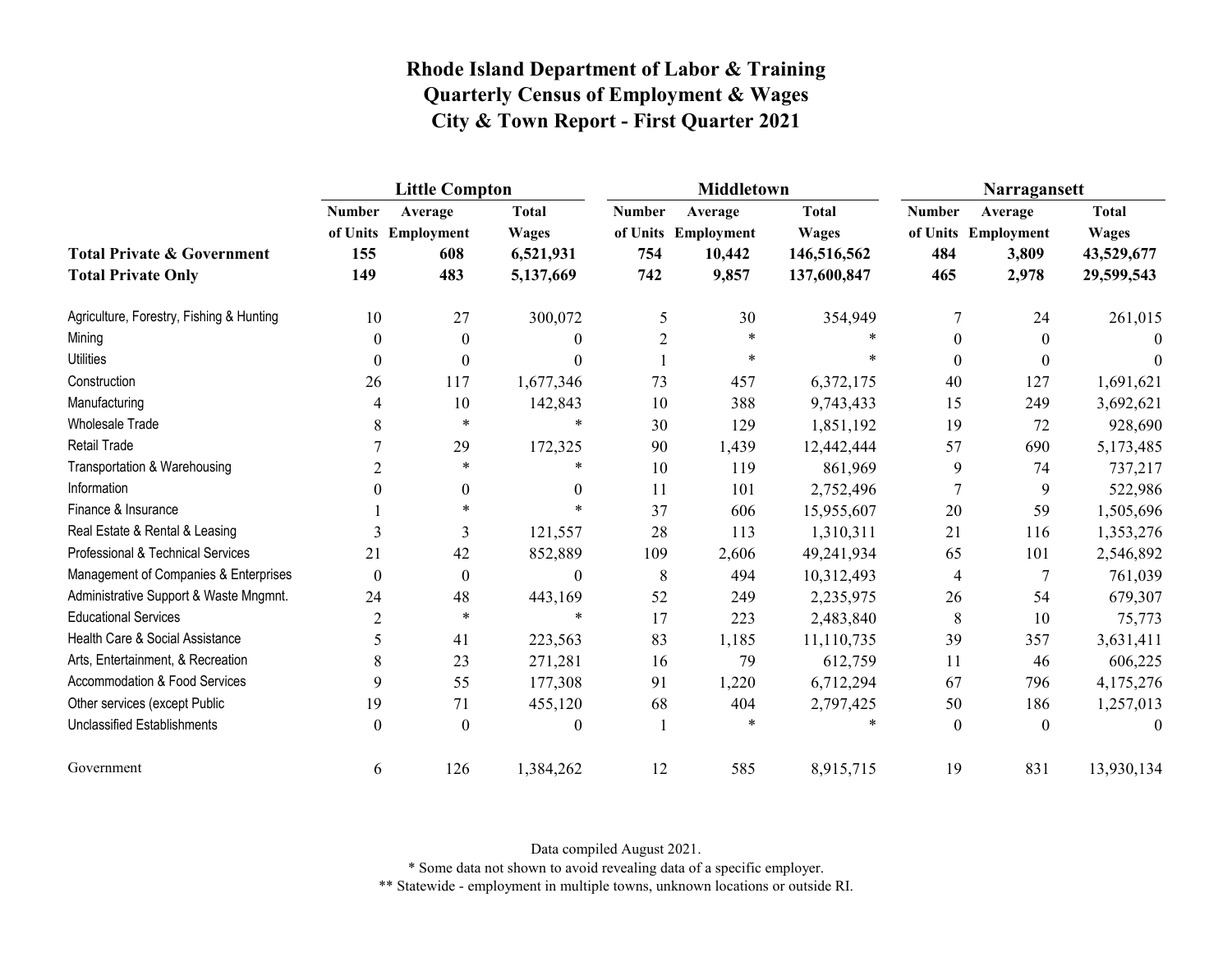# Rhode Island Department of Labor & Training
## Quarterly Census of Employment & Wages
## City & Town Report - First Quarter 2021

| | Little Compton | | | Middletown | | | Narragansett | | |
|---|---|---|---|---|---|---|---|---|---|
| | Number of Units | Average Employment | Total Wages | Number of Units | Average Employment | Total Wages | Number of Units | Average Employment | Total Wages |
| **Total Private & Government** | **155** | **608** | **6,521,931** | **754** | **10,442** | **146,516,562** | **484** | **3,809** | **43,529,677** |
| **Total Private Only** | **149** | **483** | **5,137,669** | **742** | **9,857** | **137,600,847** | **465** | **2,978** | **29,599,543** |
| Agriculture, Forestry, Fishing & Hunting | 10 | 27 | 300,072 | 5 | 30 | 354,949 | 7 | 24 | 261,015 |
| Mining | 0 | 0 | 0 | 2 | * | * | 0 | 0 | 0 |
| Utilities | 0 | 0 | 0 | 1 | * | * | 0 | 0 | 0 |
| Construction | 26 | 117 | 1,677,346 | 73 | 457 | 6,372,175 | 40 | 127 | 1,691,621 |
| Manufacturing | 4 | 10 | 142,843 | 10 | 388 | 9,743,433 | 15 | 249 | 3,692,621 |
| Wholesale Trade | 8 | * | * | 30 | 129 | 1,851,192 | 19 | 72 | 928,690 |
| Retail Trade | 7 | 29 | 172,325 | 90 | 1,439 | 12,442,444 | 57 | 690 | 5,173,485 |
| Transportation & Warehousing | 2 | * | * | 10 | 119 | 861,969 | 9 | 74 | 737,217 |
| Information | 0 | 0 | 0 | 11 | 101 | 2,752,496 | 7 | 9 | 522,986 |
| Finance & Insurance | 1 | * | * | 37 | 606 | 15,955,607 | 20 | 59 | 1,505,696 |
| Real Estate & Rental & Leasing | 3 | 3 | 121,557 | 28 | 113 | 1,310,311 | 21 | 116 | 1,353,276 |
| Professional & Technical Services | 21 | 42 | 852,889 | 109 | 2,606 | 49,241,934 | 65 | 101 | 2,546,892 |
| Management of Companies & Enterprises | 0 | 0 | 0 | 8 | 494 | 10,312,493 | 4 | 7 | 761,039 |
| Administrative Support & Waste Mngmnt. | 24 | 48 | 443,169 | 52 | 249 | 2,235,975 | 26 | 54 | 679,307 |
| Educational Services | 2 | * | * | 17 | 223 | 2,483,840 | 8 | 10 | 75,773 |
| Health Care & Social Assistance | 5 | 41 | 223,563 | 83 | 1,185 | 11,110,735 | 39 | 357 | 3,631,411 |
| Arts, Entertainment, & Recreation | 8 | 23 | 271,281 | 16 | 79 | 612,759 | 11 | 46 | 606,225 |
| Accommodation & Food Services | 9 | 55 | 177,308 | 91 | 1,220 | 6,712,294 | 67 | 796 | 4,175,276 |
| Other services (except Public | 19 | 71 | 455,120 | 68 | 404 | 2,797,425 | 50 | 186 | 1,257,013 |
| Unclassified Establishments | 0 | 0 | 0 | 1 | * | * | 0 | 0 | 0 |
| Government | 6 | 126 | 1,384,262 | 12 | 585 | 8,915,715 | 19 | 831 | 13,930,134 |

Data compiled August 2021.

* Some data not shown to avoid revealing data of a specific employer.

** Statewide - employment in multiple towns, unknown locations or outside RI.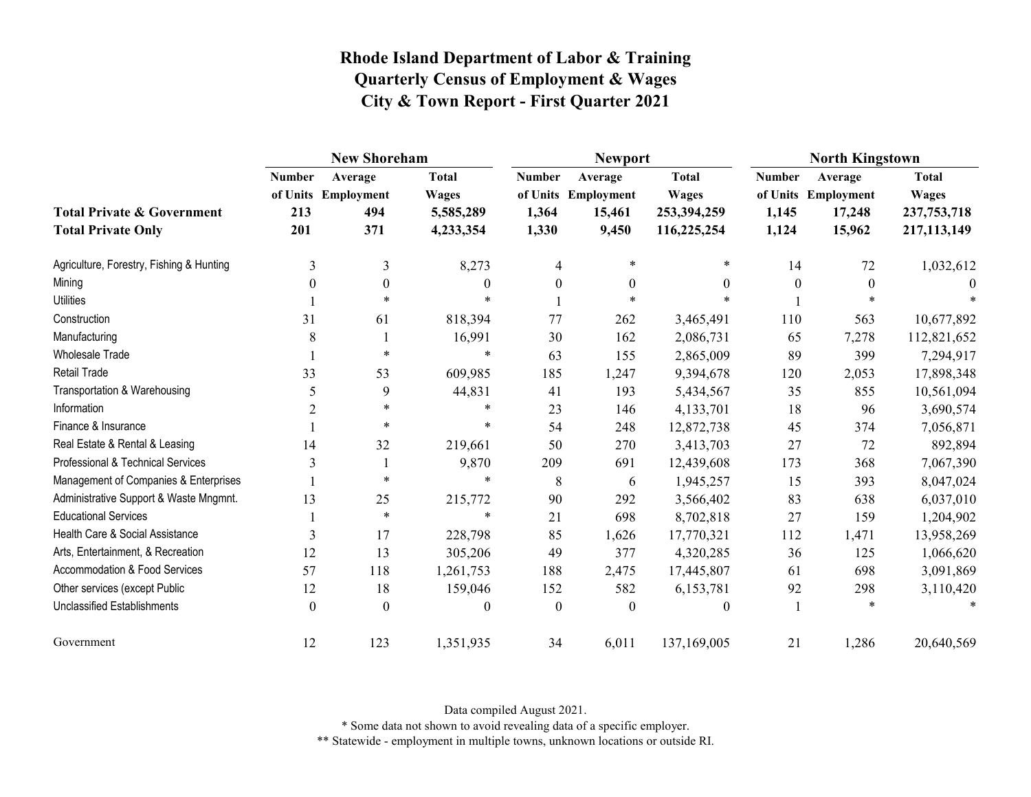# Rhode Island Department of Labor & Training
## Quarterly Census of Employment & Wages
## City & Town Report - First Quarter 2021

| | New Shoreham | | | Newport | | | North Kingstown | | |
|---|---|---|---|---|---|---|---|---|---|
| | Number of Units | Average Employment | Total Wages | Number of Units | Average Employment | Total Wages | Number of Units | Average Employment | Total Wages |
| **Total Private & Government** | **213** | **494** | **5,585,289** | **1,364** | **15,461** | **253,394,259** | **1,145** | **17,248** | **237,753,718** |
| **Total Private Only** | **201** | **371** | **4,233,354** | **1,330** | **9,450** | **116,225,254** | **1,124** | **15,962** | **217,113,149** |
| Agriculture, Forestry, Fishing & Hunting | 3 | 3 | 8,273 | 4 | * | * | 14 | 72 | 1,032,612 |
| Mining | 0 | 0 | 0 | 0 | 0 | 0 | 0 | 0 | 0 |
| Utilities | 1 | * | * | 1 | * | * | 1 | * | * |
| Construction | 31 | 61 | 818,394 | 77 | 262 | 3,465,491 | 110 | 563 | 10,677,892 |
| Manufacturing | 8 | 1 | 16,991 | 30 | 162 | 2,086,731 | 65 | 7,278 | 112,821,652 |
| Wholesale Trade | 1 | * | * | 63 | 155 | 2,865,009 | 89 | 399 | 7,294,917 |
| Retail Trade | 33 | 53 | 609,985 | 185 | 1,247 | 9,394,678 | 120 | 2,053 | 17,898,348 |
| Transportation & Warehousing | 5 | 9 | 44,831 | 41 | 193 | 5,434,567 | 35 | 855 | 10,561,094 |
| Information | 2 | * | * | 23 | 146 | 4,133,701 | 18 | 96 | 3,690,574 |
| Finance & Insurance | 1 | * | * | 54 | 248 | 12,872,738 | 45 | 374 | 7,056,871 |
| Real Estate & Rental & Leasing | 14 | 32 | 219,661 | 50 | 270 | 3,413,703 | 27 | 72 | 892,894 |
| Professional & Technical Services | 3 | 1 | 9,870 | 209 | 691 | 12,439,608 | 173 | 368 | 7,067,390 |
| Management of Companies & Enterprises | 1 | * | * | 8 | 6 | 1,945,257 | 15 | 393 | 8,047,024 |
| Administrative Support & Waste Mngmnt. | 13 | 25 | 215,772 | 90 | 292 | 3,566,402 | 83 | 638 | 6,037,010 |
| Educational Services | 1 | * | * | 21 | 698 | 8,702,818 | 27 | 159 | 1,204,902 |
| Health Care & Social Assistance | 3 | 17 | 228,798 | 85 | 1,626 | 17,770,321 | 112 | 1,471 | 13,958,269 |
| Arts, Entertainment, & Recreation | 12 | 13 | 305,206 | 49 | 377 | 4,320,285 | 36 | 125 | 1,066,620 |
| Accommodation & Food Services | 57 | 118 | 1,261,753 | 188 | 2,475 | 17,445,807 | 61 | 698 | 3,091,869 |
| Other services (except Public | 12 | 18 | 159,046 | 152 | 582 | 6,153,781 | 92 | 298 | 3,110,420 |
| Unclassified Establishments | 0 | 0 | 0 | 0 | 0 | 0 | 1 | * | * |
| Government | 12 | 123 | 1,351,935 | 34 | 6,011 | 137,169,005 | 21 | 1,286 | 20,640,569 |

Data compiled August 2021.

* Some data not shown to avoid revealing data of a specific employer.

** Statewide - employment in multiple towns, unknown locations or outside RI.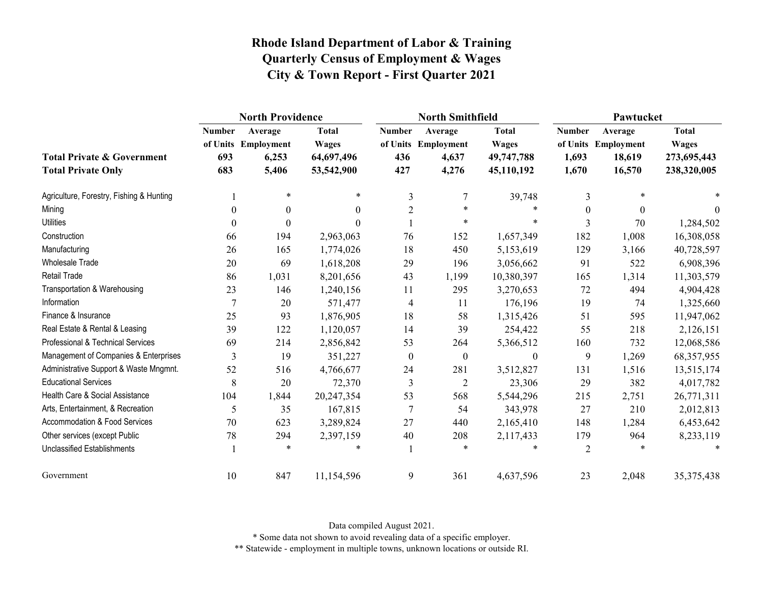# Rhode Island Department of Labor & Training
## Quarterly Census of Employment & Wages
## City & Town Report - First Quarter 2021

| | North Providence | | | North Smithfield | | | Pawtucket | | |
|---|---|---|---|---|---|---|---|---|---|
| | Number of Units | Average Employment | Total Wages | Number of Units | Average Employment | Total Wages | Number of Units | Average Employment | Total Wages |
| **Total Private & Government** | **693** | **6,253** | **64,697,496** | **436** | **4,637** | **49,747,788** | **1,693** | **18,619** | **273,695,443** |
| **Total Private Only** | **683** | **5,406** | **53,542,900** | **427** | **4,276** | **45,110,192** | **1,670** | **16,570** | **238,320,005** |
| Agriculture, Forestry, Fishing & Hunting | 1 | * | * | 3 | 7 | 39,748 | 3 | * | * |
| Mining | 0 | 0 | 0 | 2 | * | * | 0 | 0 | 0 |
| Utilities | 0 | 0 | 0 | 1 | * | * | 3 | 70 | 1,284,502 |
| Construction | 66 | 194 | 2,963,063 | 76 | 152 | 1,657,349 | 182 | 1,008 | 16,308,058 |
| Manufacturing | 26 | 165 | 1,774,026 | 18 | 450 | 5,153,619 | 129 | 3,166 | 40,728,597 |
| Wholesale Trade | 20 | 69 | 1,618,208 | 29 | 196 | 3,056,662 | 91 | 522 | 6,908,396 |
| Retail Trade | 86 | 1,031 | 8,201,656 | 43 | 1,199 | 10,380,397 | 165 | 1,314 | 11,303,579 |
| Transportation & Warehousing | 23 | 146 | 1,240,156 | 11 | 295 | 3,270,653 | 72 | 494 | 4,904,428 |
| Information | 7 | 20 | 571,477 | 4 | 11 | 176,196 | 19 | 74 | 1,325,660 |
| Finance & Insurance | 25 | 93 | 1,876,905 | 18 | 58 | 1,315,426 | 51 | 595 | 11,947,062 |
| Real Estate & Rental & Leasing | 39 | 122 | 1,120,057 | 14 | 39 | 254,422 | 55 | 218 | 2,126,151 |
| Professional & Technical Services | 69 | 214 | 2,856,842 | 53 | 264 | 5,366,512 | 160 | 732 | 12,068,586 |
| Management of Companies & Enterprises | 3 | 19 | 351,227 | 0 | 0 | 0 | 9 | 1,269 | 68,357,955 |
| Administrative Support & Waste Mngmnt. | 52 | 516 | 4,766,677 | 24 | 281 | 3,512,827 | 131 | 1,516 | 13,515,174 |
| Educational Services | 8 | 20 | 72,370 | 3 | 2 | 23,306 | 29 | 382 | 4,017,782 |
| Health Care & Social Assistance | 104 | 1,844 | 20,247,354 | 53 | 568 | 5,544,296 | 215 | 2,751 | 26,771,311 |
| Arts, Entertainment, & Recreation | 5 | 35 | 167,815 | 7 | 54 | 343,978 | 27 | 210 | 2,012,813 |
| Accommodation & Food Services | 70 | 623 | 3,289,824 | 27 | 440 | 2,165,410 | 148 | 1,284 | 6,453,642 |
| Other services (except Public | 78 | 294 | 2,397,159 | 40 | 208 | 2,117,433 | 179 | 964 | 8,233,119 |
| Unclassified Establishments | 1 | * | * | 1 | * | * | 2 | * | * |
| Government | 10 | 847 | 11,154,596 | 9 | 361 | 4,637,596 | 23 | 2,048 | 35,375,438 |

Data compiled August 2021.

\* Some data not shown to avoid revealing data of a specific employer.

\*\* Statewide - employment in multiple towns, unknown locations or outside RI.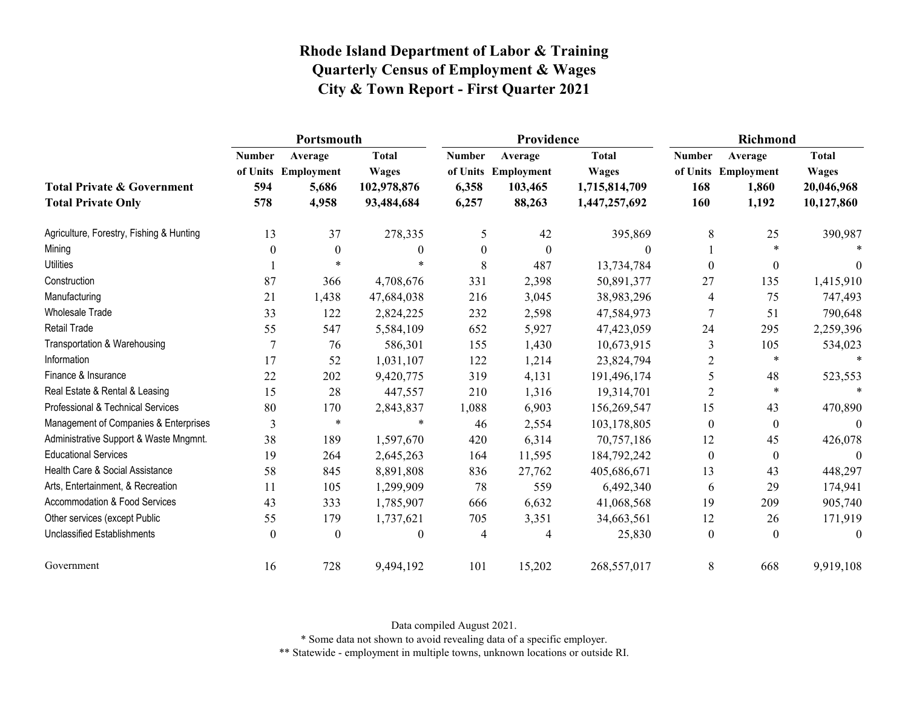# Rhode Island Department of Labor & Training
## Quarterly Census of Employment & Wages
## City & Town Report - First Quarter 2021

| | Portsmouth | | | Providence | | | Richmond | | |
|---|---|---|---|---|---|---|---|---|---|
| | Number of Units | Average Employment | Total Wages | Number of Units | Average Employment | Total Wages | Number of Units | Average Employment | Total Wages |
| **Total Private & Government** | **594** | **5,686** | **102,978,876** | **6,358** | **103,465** | **1,715,814,709** | **168** | **1,860** | **20,046,968** |
| **Total Private Only** | **578** | **4,958** | **93,484,684** | **6,257** | **88,263** | **1,447,257,692** | **160** | **1,192** | **10,127,860** |
| Agriculture, Forestry, Fishing & Hunting | 13 | 37 | 278,335 | 5 | 42 | 395,869 | 8 | 25 | 390,987 |
| Mining | 0 | 0 | 0 | 0 | 0 | 0 | 1 | * | * |
| Utilities | 1 | * | * | 8 | 487 | 13,734,784 | 0 | 0 | 0 |
| Construction | 87 | 366 | 4,708,676 | 331 | 2,398 | 50,891,377 | 27 | 135 | 1,415,910 |
| Manufacturing | 21 | 1,438 | 47,684,038 | 216 | 3,045 | 38,983,296 | 4 | 75 | 747,493 |
| Wholesale Trade | 33 | 122 | 2,824,225 | 232 | 2,598 | 47,584,973 | 7 | 51 | 790,648 |
| Retail Trade | 55 | 547 | 5,584,109 | 652 | 5,927 | 47,423,059 | 24 | 295 | 2,259,396 |
| Transportation & Warehousing | 7 | 76 | 586,301 | 155 | 1,430 | 10,673,915 | 3 | 105 | 534,023 |
| Information | 17 | 52 | 1,031,107 | 122 | 1,214 | 23,824,794 | 2 | * | * |
| Finance & Insurance | 22 | 202 | 9,420,775 | 319 | 4,131 | 191,496,174 | 5 | 48 | 523,553 |
| Real Estate & Rental & Leasing | 15 | 28 | 447,557 | 210 | 1,316 | 19,314,701 | 2 | * | * |
| Professional & Technical Services | 80 | 170 | 2,843,837 | 1,088 | 6,903 | 156,269,547 | 15 | 43 | 470,890 |
| Management of Companies & Enterprises | 3 | * | * | 46 | 2,554 | 103,178,805 | 0 | 0 | 0 |
| Administrative Support & Waste Mngmnt. | 38 | 189 | 1,597,670 | 420 | 6,314 | 70,757,186 | 12 | 45 | 426,078 |
| Educational Services | 19 | 264 | 2,645,263 | 164 | 11,595 | 184,792,242 | 0 | 0 | 0 |
| Health Care & Social Assistance | 58 | 845 | 8,891,808 | 836 | 27,762 | 405,686,671 | 13 | 43 | 448,297 |
| Arts, Entertainment, & Recreation | 11 | 105 | 1,299,909 | 78 | 559 | 6,492,340 | 6 | 29 | 174,941 |
| Accommodation & Food Services | 43 | 333 | 1,785,907 | 666 | 6,632 | 41,068,568 | 19 | 209 | 905,740 |
| Other services (except Public | 55 | 179 | 1,737,621 | 705 | 3,351 | 34,663,561 | 12 | 26 | 171,919 |
| Unclassified Establishments | 0 | 0 | 0 | 4 | 4 | 25,830 | 0 | 0 | 0 |
| Government | 16 | 728 | 9,494,192 | 101 | 15,202 | 268,557,017 | 8 | 668 | 9,919,108 |

Data compiled August 2021.

* Some data not shown to avoid revealing data of a specific employer.

** Statewide - employment in multiple towns, unknown locations or outside RI.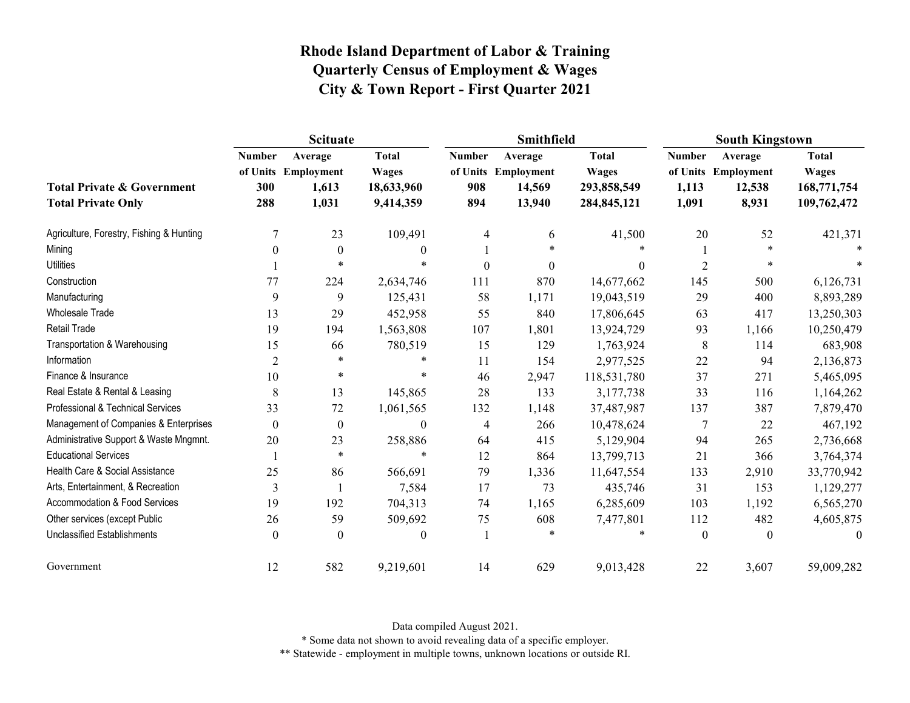# Rhode Island Department of Labor & Training
## Quarterly Census of Employment & Wages
## City & Town Report - First Quarter 2021

| | Scituate | | | Smithfield | | | South Kingstown | | |
|---|---|---|---|---|---|---|---|---|---|
| | Number of Units | Average Employment | Total Wages | Number of Units | Average Employment | Total Wages | Number of Units | Average Employment | Total Wages |
| **Total Private & Government** | **300** | **1,613** | **18,633,960** | **908** | **14,569** | **293,858,549** | **1,113** | **12,538** | **168,771,754** |
| **Total Private Only** | **288** | **1,031** | **9,414,359** | **894** | **13,940** | **284,845,121** | **1,091** | **8,931** | **109,762,472** |
| Agriculture, Forestry, Fishing & Hunting | 7 | 23 | 109,491 | 4 | 6 | 41,500 | 20 | 52 | 421,371 |
| Mining | 0 | 0 | 0 | 1 | * | * | 1 | * | * |
| Utilities | 1 | * | * | 0 | 0 | 0 | 2 | * | * |
| Construction | 77 | 224 | 2,634,746 | 111 | 870 | 14,677,662 | 145 | 500 | 6,126,731 |
| Manufacturing | 9 | 9 | 125,431 | 58 | 1,171 | 19,043,519 | 29 | 400 | 8,893,289 |
| Wholesale Trade | 13 | 29 | 452,958 | 55 | 840 | 17,806,645 | 63 | 417 | 13,250,303 |
| Retail Trade | 19 | 194 | 1,563,808 | 107 | 1,801 | 13,924,729 | 93 | 1,166 | 10,250,479 |
| Transportation & Warehousing | 15 | 66 | 780,519 | 15 | 129 | 1,763,924 | 8 | 114 | 683,908 |
| Information | 2 | * | * | 11 | 154 | 2,977,525 | 22 | 94 | 2,136,873 |
| Finance & Insurance | 10 | * | * | 46 | 2,947 | 118,531,780 | 37 | 271 | 5,465,095 |
| Real Estate & Rental & Leasing | 8 | 13 | 145,865 | 28 | 133 | 3,177,738 | 33 | 116 | 1,164,262 |
| Professional & Technical Services | 33 | 72 | 1,061,565 | 132 | 1,148 | 37,487,987 | 137 | 387 | 7,879,470 |
| Management of Companies & Enterprises | 0 | 0 | 0 | 4 | 266 | 10,478,624 | 7 | 22 | 467,192 |
| Administrative Support & Waste Mngmnt. | 20 | 23 | 258,886 | 64 | 415 | 5,129,904 | 94 | 265 | 2,736,668 |
| Educational Services | 1 | * | * | 12 | 864 | 13,799,713 | 21 | 366 | 3,764,374 |
| Health Care & Social Assistance | 25 | 86 | 566,691 | 79 | 1,336 | 11,647,554 | 133 | 2,910 | 33,770,942 |
| Arts, Entertainment, & Recreation | 3 | 1 | 7,584 | 17 | 73 | 435,746 | 31 | 153 | 1,129,277 |
| Accommodation & Food Services | 19 | 192 | 704,313 | 74 | 1,165 | 6,285,609 | 103 | 1,192 | 6,565,270 |
| Other services (except Public | 26 | 59 | 509,692 | 75 | 608 | 7,477,801 | 112 | 482 | 4,605,875 |
| Unclassified Establishments | 0 | 0 | 0 | 1 | * | * | 0 | 0 | 0 |
| Government | 12 | 582 | 9,219,601 | 14 | 629 | 9,013,428 | 22 | 3,607 | 59,009,282 |

Data compiled August 2021.

\* Some data not shown to avoid revealing data of a specific employer.

\*\* Statewide - employment in multiple towns, unknown locations or outside RI.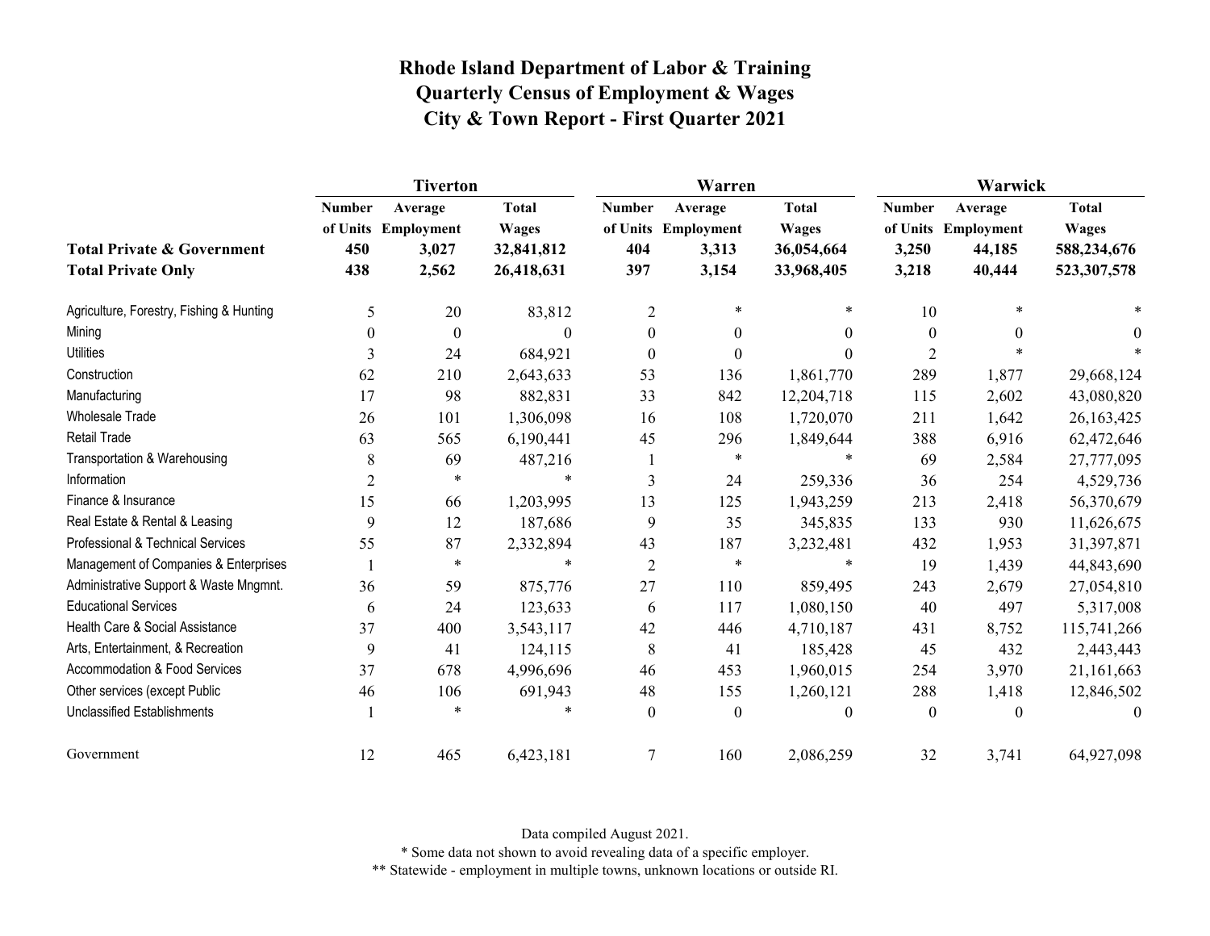# Rhode Island Department of Labor & Training
## Quarterly Census of Employment & Wages
## City & Town Report - First Quarter 2021

| | Tiverton | | | Warren | | | Warwick | | |
|---|---|---|---|---|---|---|---|---|---|
| | Number of Units | Average Employment | Total Wages | Number of Units | Average Employment | Total Wages | Number of Units | Average Employment | Total Wages |
| **Total Private & Government** | **450** | **3,027** | **32,841,812** | **404** | **3,313** | **36,054,664** | **3,250** | **44,185** | **588,234,676** |
| **Total Private Only** | **438** | **2,562** | **26,418,631** | **397** | **3,154** | **33,968,405** | **3,218** | **40,444** | **523,307,578** |
| Agriculture, Forestry, Fishing & Hunting | 5 | 20 | 83,812 | 2 | * | * | 10 | * | * |
| Mining | 0 | 0 | 0 | 0 | 0 | 0 | 0 | 0 | 0 |
| Utilities | 3 | 24 | 684,921 | 0 | 0 | 0 | 2 | * | * |
| Construction | 62 | 210 | 2,643,633 | 53 | 136 | 1,861,770 | 289 | 1,877 | 29,668,124 |
| Manufacturing | 17 | 98 | 882,831 | 33 | 842 | 12,204,718 | 115 | 2,602 | 43,080,820 |
| Wholesale Trade | 26 | 101 | 1,306,098 | 16 | 108 | 1,720,070 | 211 | 1,642 | 26,163,425 |
| Retail Trade | 63 | 565 | 6,190,441 | 45 | 296 | 1,849,644 | 388 | 6,916 | 62,472,646 |
| Transportation & Warehousing | 8 | 69 | 487,216 | 1 | * | * | 69 | 2,584 | 27,777,095 |
| Information | 2 | * | * | 3 | 24 | 259,336 | 36 | 254 | 4,529,736 |
| Finance & Insurance | 15 | 66 | 1,203,995 | 13 | 125 | 1,943,259 | 213 | 2,418 | 56,370,679 |
| Real Estate & Rental & Leasing | 9 | 12 | 187,686 | 9 | 35 | 345,835 | 133 | 930 | 11,626,675 |
| Professional & Technical Services | 55 | 87 | 2,332,894 | 43 | 187 | 3,232,481 | 432 | 1,953 | 31,397,871 |
| Management of Companies & Enterprises | 1 | * | * | 2 | * | * | 19 | 1,439 | 44,843,690 |
| Administrative Support & Waste Mngmnt. | 36 | 59 | 875,776 | 27 | 110 | 859,495 | 243 | 2,679 | 27,054,810 |
| Educational Services | 6 | 24 | 123,633 | 6 | 117 | 1,080,150 | 40 | 497 | 5,317,008 |
| Health Care & Social Assistance | 37 | 400 | 3,543,117 | 42 | 446 | 4,710,187 | 431 | 8,752 | 115,741,266 |
| Arts, Entertainment, & Recreation | 9 | 41 | 124,115 | 8 | 41 | 185,428 | 45 | 432 | 2,443,443 |
| Accommodation & Food Services | 37 | 678 | 4,996,696 | 46 | 453 | 1,960,015 | 254 | 3,970 | 21,161,663 |
| Other services (except Public | 46 | 106 | 691,943 | 48 | 155 | 1,260,121 | 288 | 1,418 | 12,846,502 |
| Unclassified Establishments | 1 | * | * | 0 | 0 | 0 | 0 | 0 | 0 |
| Government | 12 | 465 | 6,423,181 | 7 | 160 | 2,086,259 | 32 | 3,741 | 64,927,098 |

Data compiled August 2021.

* Some data not shown to avoid revealing data of a specific employer.

** Statewide - employment in multiple towns, unknown locations or outside RI.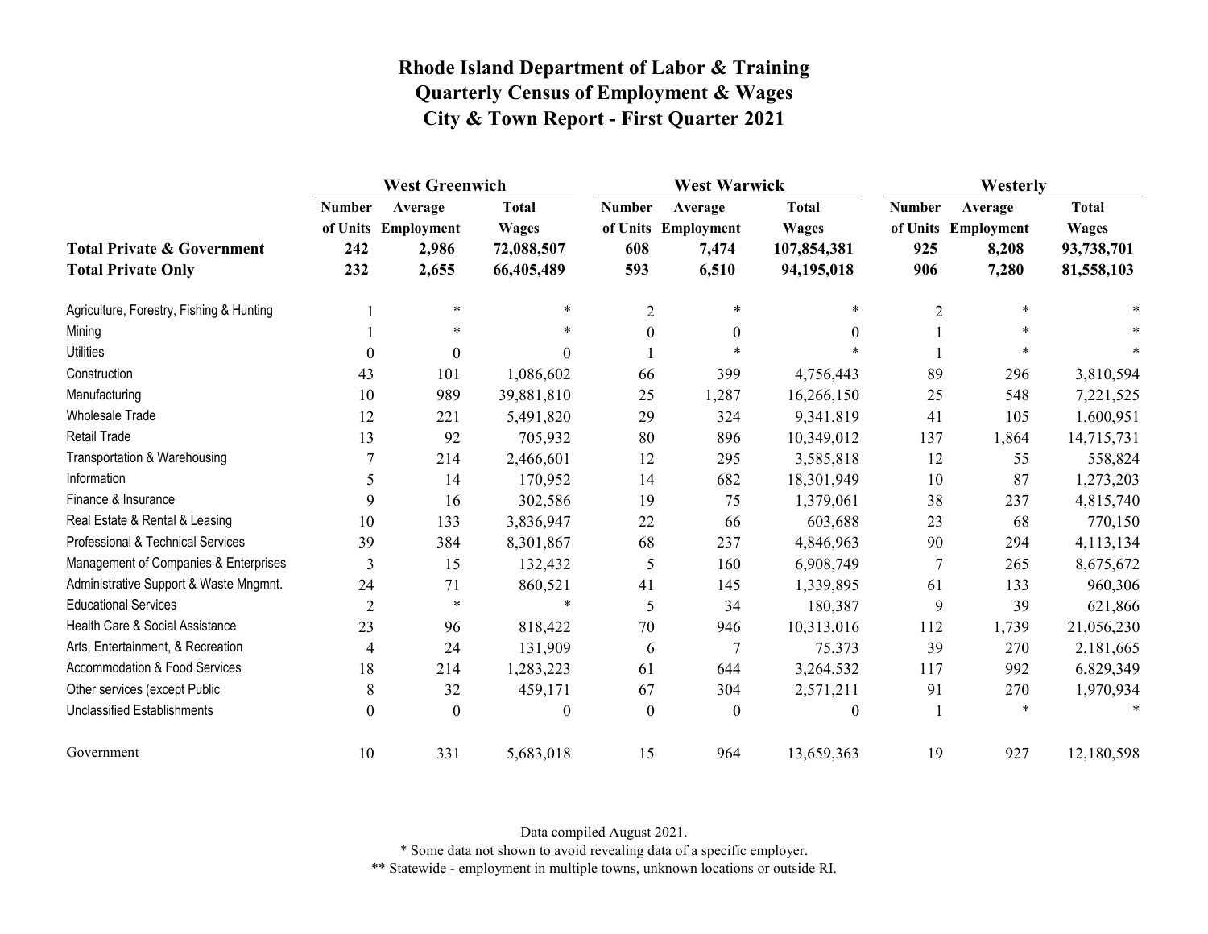# Rhode Island Department of Labor & Training
## Quarterly Census of Employment & Wages
## City & Town Report - First Quarter 2021

| | West Greenwich | | | West Warwick | | | Westerly | | |
|---|---|---|---|---|---|---|---|---|---|
| | Number of Units | Average Employment | Total Wages | Number of Units | Average Employment | Total Wages | Number of Units | Average Employment | Total Wages |
| **Total Private & Government** | **242** | **2,986** | **72,088,507** | **608** | **7,474** | **107,854,381** | **925** | **8,208** | **93,738,701** |
| **Total Private Only** | **232** | **2,655** | **66,405,489** | **593** | **6,510** | **94,195,018** | **906** | **7,280** | **81,558,103** |
| Agriculture, Forestry, Fishing & Hunting | 1 | * | * | 2 | * | * | 2 | * | * |
| Mining | 1 | * | * | 0 | 0 | 0 | 1 | * | * |
| Utilities | 0 | 0 | 0 | 1 | * | * | 1 | * | * |
| Construction | 43 | 101 | 1,086,602 | 66 | 399 | 4,756,443 | 89 | 296 | 3,810,594 |
| Manufacturing | 10 | 989 | 39,881,810 | 25 | 1,287 | 16,266,150 | 25 | 548 | 7,221,525 |
| Wholesale Trade | 12 | 221 | 5,491,820 | 29 | 324 | 9,341,819 | 41 | 105 | 1,600,951 |
| Retail Trade | 13 | 92 | 705,932 | 80 | 896 | 10,349,012 | 137 | 1,864 | 14,715,731 |
| Transportation & Warehousing | 7 | 214 | 2,466,601 | 12 | 295 | 3,585,818 | 12 | 55 | 558,824 |
| Information | 5 | 14 | 170,952 | 14 | 682 | 18,301,949 | 10 | 87 | 1,273,203 |
| Finance & Insurance | 9 | 16 | 302,586 | 19 | 75 | 1,379,061 | 38 | 237 | 4,815,740 |
| Real Estate & Rental & Leasing | 10 | 133 | 3,836,947 | 22 | 66 | 603,688 | 23 | 68 | 770,150 |
| Professional & Technical Services | 39 | 384 | 8,301,867 | 68 | 237 | 4,846,963 | 90 | 294 | 4,113,134 |
| Management of Companies & Enterprises | 3 | 15 | 132,432 | 5 | 160 | 6,908,749 | 7 | 265 | 8,675,672 |
| Administrative Support & Waste Mngmnt. | 24 | 71 | 860,521 | 41 | 145 | 1,339,895 | 61 | 133 | 960,306 |
| Educational Services | 2 | * | * | 5 | 34 | 180,387 | 9 | 39 | 621,866 |
| Health Care & Social Assistance | 23 | 96 | 818,422 | 70 | 946 | 10,313,016 | 112 | 1,739 | 21,056,230 |
| Arts, Entertainment, & Recreation | 4 | 24 | 131,909 | 6 | 7 | 75,373 | 39 | 270 | 2,181,665 |
| Accommodation & Food Services | 18 | 214 | 1,283,223 | 61 | 644 | 3,264,532 | 117 | 992 | 6,829,349 |
| Other services (except Public | 8 | 32 | 459,171 | 67 | 304 | 2,571,211 | 91 | 270 | 1,970,934 |
| Unclassified Establishments | 0 | 0 | 0 | 0 | 0 | 0 | 1 | * | * |
| Government | 10 | 331 | 5,683,018 | 15 | 964 | 13,659,363 | 19 | 927 | 12,180,598 |

Data compiled August 2021.

* Some data not shown to avoid revealing data of a specific employer.

** Statewide - employment in multiple towns, unknown locations or outside RI.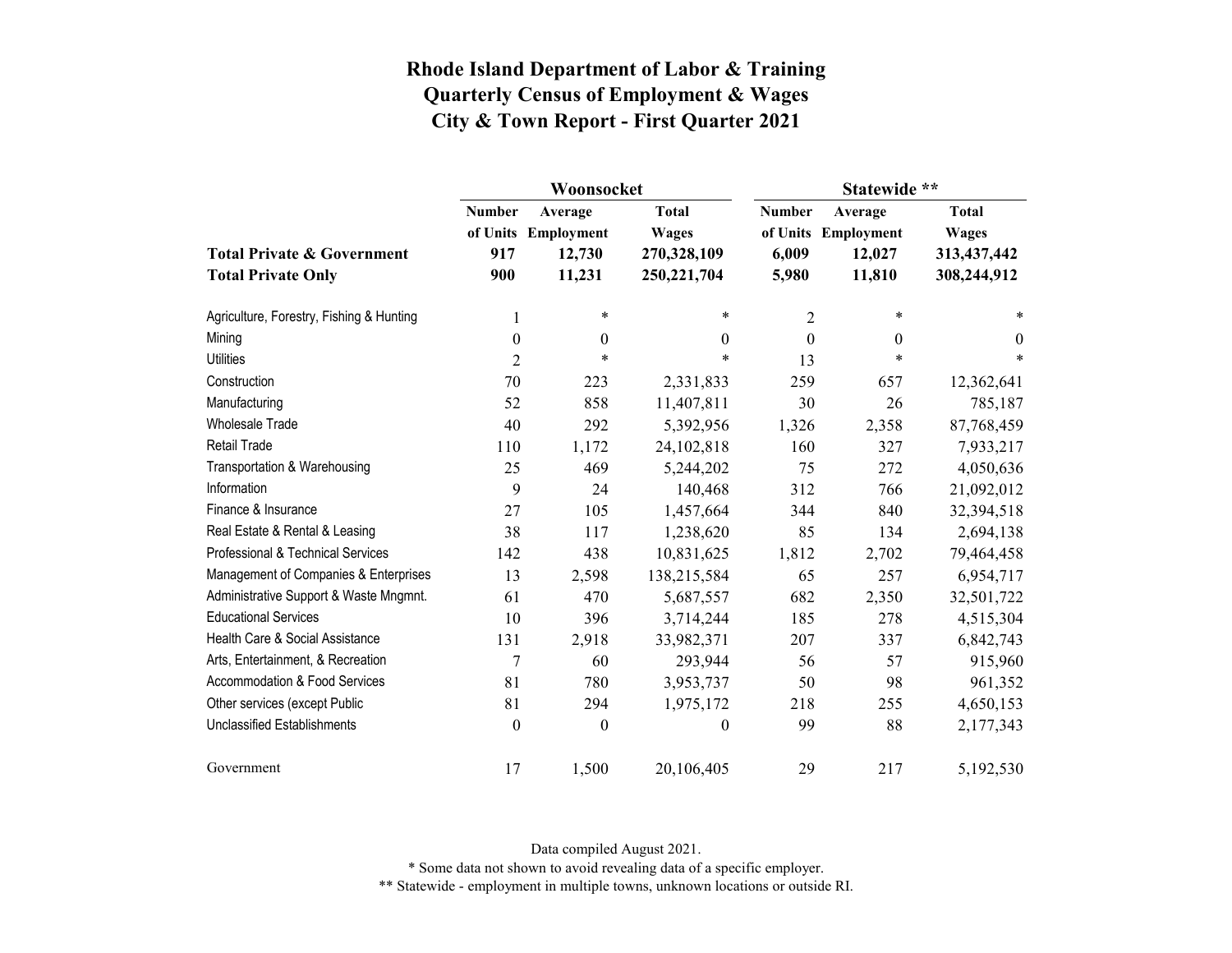# Rhode Island Department of Labor & Training
## Quarterly Census of Employment & Wages
## City & Town Report - First Quarter 2021

| | Woonsocket | | | Statewide ** | | |
|---|---|---|---|---|---|---|
| | Number of Units | Average Employment | Total Wages | Number of Units | Average Employment | Total Wages |
| **Total Private & Government** | **917** | **12,730** | **270,328,109** | **6,009** | **12,027** | **313,437,442** |
| **Total Private Only** | **900** | **11,231** | **250,221,704** | **5,980** | **11,810** | **308,244,912** |
| Agriculture, Forestry, Fishing & Hunting | 1 | * | * | 2 | * | * |
| Mining | 0 | 0 | 0 | 0 | 0 | 0 |
| Utilities | 2 | * | * | 13 | * | * |
| Construction | 70 | 223 | 2,331,833 | 259 | 657 | 12,362,641 |
| Manufacturing | 52 | 858 | 11,407,811 | 30 | 26 | 785,187 |
| Wholesale Trade | 40 | 292 | 5,392,956 | 1,326 | 2,358 | 87,768,459 |
| Retail Trade | 110 | 1,172 | 24,102,818 | 160 | 327 | 7,933,217 |
| Transportation & Warehousing | 25 | 469 | 5,244,202 | 75 | 272 | 4,050,636 |
| Information | 9 | 24 | 140,468 | 312 | 766 | 21,092,012 |
| Finance & Insurance | 27 | 105 | 1,457,664 | 344 | 840 | 32,394,518 |
| Real Estate & Rental & Leasing | 38 | 117 | 1,238,620 | 85 | 134 | 2,694,138 |
| Professional & Technical Services | 142 | 438 | 10,831,625 | 1,812 | 2,702 | 79,464,458 |
| Management of Companies & Enterprises | 13 | 2,598 | 138,215,584 | 65 | 257 | 6,954,717 |
| Administrative Support & Waste Mngmnt. | 61 | 470 | 5,687,557 | 682 | 2,350 | 32,501,722 |
| Educational Services | 10 | 396 | 3,714,244 | 185 | 278 | 4,515,304 |
| Health Care & Social Assistance | 131 | 2,918 | 33,982,371 | 207 | 337 | 6,842,743 |
| Arts, Entertainment, & Recreation | 7 | 60 | 293,944 | 56 | 57 | 915,960 |
| Accommodation & Food Services | 81 | 780 | 3,953,737 | 50 | 98 | 961,352 |
| Other services (except Public | 81 | 294 | 1,975,172 | 218 | 255 | 4,650,153 |
| Unclassified Establishments | 0 | 0 | 0 | 99 | 88 | 2,177,343 |
| Government | 17 | 1,500 | 20,106,405 | 29 | 217 | 5,192,530 |

Data compiled August 2021.

* Some data not shown to avoid revealing data of a specific employer.

** Statewide - employment in multiple towns, unknown locations or outside RI.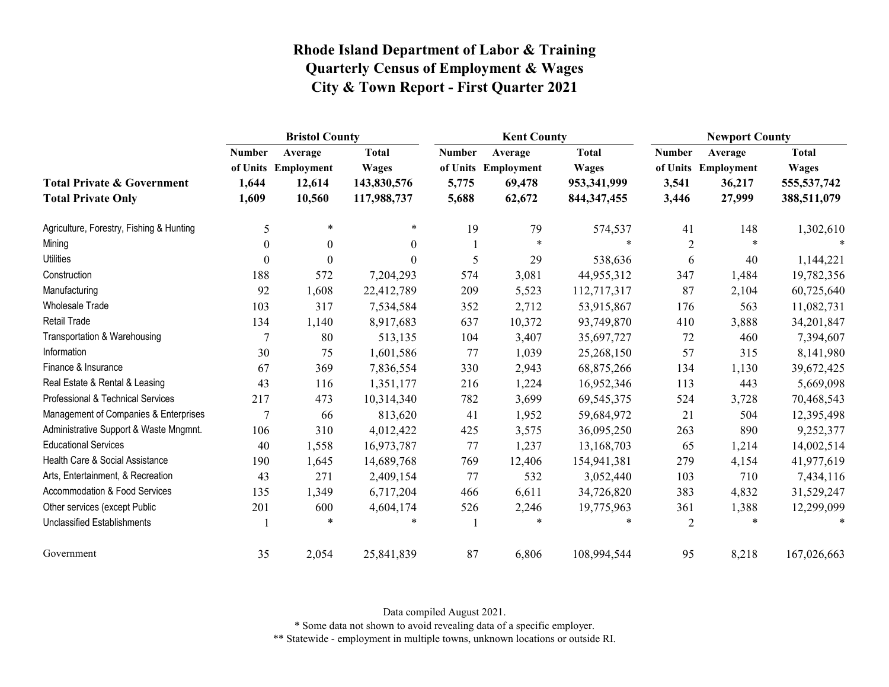# Rhode Island Department of Labor & Training
## Quarterly Census of Employment & Wages
## City & Town Report - First Quarter 2021

| | Bristol County | | | Kent County | | | Newport County | | |
|---|---|---|---|---|---|---|---|---|---|
| | Number of Units | Average Employment | Total Wages | Number of Units | Average Employment | Total Wages | Number of Units | Average Employment | Total Wages |
| **Total Private & Government** | **1,644** | **12,614** | **143,830,576** | **5,775** | **69,478** | **953,341,999** | **3,541** | **36,217** | **555,537,742** |
| **Total Private Only** | **1,609** | **10,560** | **117,988,737** | **5,688** | **62,672** | **844,347,455** | **3,446** | **27,999** | **388,511,079** |
| Agriculture, Forestry, Fishing & Hunting | 5 | * | * | 19 | 79 | 574,537 | 41 | 148 | 1,302,610 |
| Mining | 0 | 0 | 0 | 1 | * | * | 2 | * | * |
| Utilities | 0 | 0 | 0 | 5 | 29 | 538,636 | 6 | 40 | 1,144,221 |
| Construction | 188 | 572 | 7,204,293 | 574 | 3,081 | 44,955,312 | 347 | 1,484 | 19,782,356 |
| Manufacturing | 92 | 1,608 | 22,412,789 | 209 | 5,523 | 112,717,317 | 87 | 2,104 | 60,725,640 |
| Wholesale Trade | 103 | 317 | 7,534,584 | 352 | 2,712 | 53,915,867 | 176 | 563 | 11,082,731 |
| Retail Trade | 134 | 1,140 | 8,917,683 | 637 | 10,372 | 93,749,870 | 410 | 3,888 | 34,201,847 |
| Transportation & Warehousing | 7 | 80 | 513,135 | 104 | 3,407 | 35,697,727 | 72 | 460 | 7,394,607 |
| Information | 30 | 75 | 1,601,586 | 77 | 1,039 | 25,268,150 | 57 | 315 | 8,141,980 |
| Finance & Insurance | 67 | 369 | 7,836,554 | 330 | 2,943 | 68,875,266 | 134 | 1,130 | 39,672,425 |
| Real Estate & Rental & Leasing | 43 | 116 | 1,351,177 | 216 | 1,224 | 16,952,346 | 113 | 443 | 5,669,098 |
| Professional & Technical Services | 217 | 473 | 10,314,340 | 782 | 3,699 | 69,545,375 | 524 | 3,728 | 70,468,543 |
| Management of Companies & Enterprises | 7 | 66 | 813,620 | 41 | 1,952 | 59,684,972 | 21 | 504 | 12,395,498 |
| Administrative Support & Waste Mngmnt. | 106 | 310 | 4,012,422 | 425 | 3,575 | 36,095,250 | 263 | 890 | 9,252,377 |
| Educational Services | 40 | 1,558 | 16,973,787 | 77 | 1,237 | 13,168,703 | 65 | 1,214 | 14,002,514 |
| Health Care & Social Assistance | 190 | 1,645 | 14,689,768 | 769 | 12,406 | 154,941,381 | 279 | 4,154 | 41,977,619 |
| Arts, Entertainment, & Recreation | 43 | 271 | 2,409,154 | 77 | 532 | 3,052,440 | 103 | 710 | 7,434,116 |
| Accommodation & Food Services | 135 | 1,349 | 6,717,204 | 466 | 6,611 | 34,726,820 | 383 | 4,832 | 31,529,247 |
| Other services (except Public | 201 | 600 | 4,604,174 | 526 | 2,246 | 19,775,963 | 361 | 1,388 | 12,299,099 |
| Unclassified Establishments | 1 | * | * | 1 | * | * | 2 | * | * |
| Government | 35 | 2,054 | 25,841,839 | 87 | 6,806 | 108,994,544 | 95 | 8,218 | 167,026,663 |

Data compiled August 2021.

* Some data not shown to avoid revealing data of a specific employer.

** Statewide - employment in multiple towns, unknown locations or outside RI.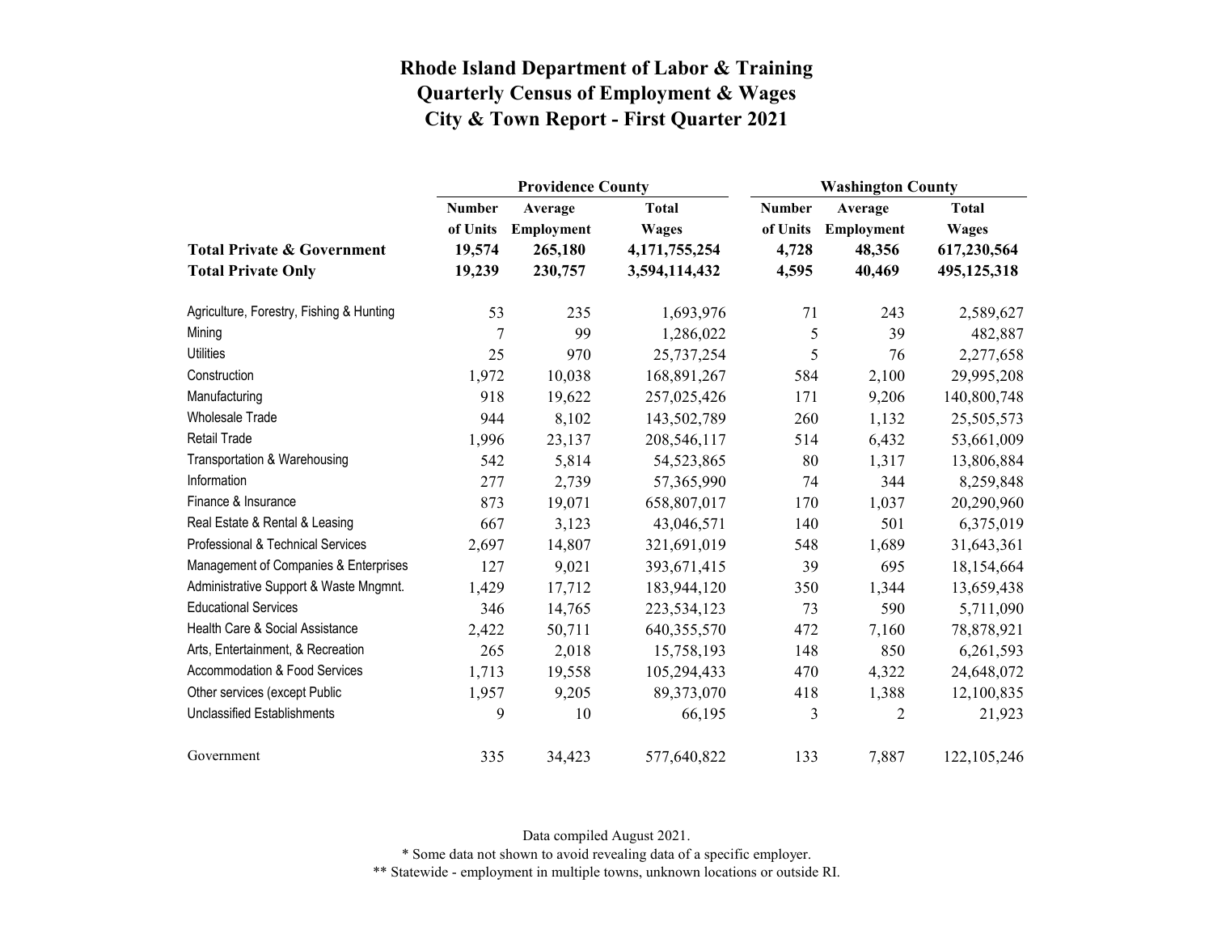# Rhode Island Department of Labor & Training
## Quarterly Census of Employment & Wages
## City & Town Report - First Quarter 2021

| | Providence County | | | Washington County | | |
|---|---|---|---|---|---|---|
| | Number of Units | Average Employment | Total Wages | Number of Units | Average Employment | Total Wages |
| **Total Private & Government** | **19,574** | **265,180** | **4,171,755,254** | **4,728** | **48,356** | **617,230,564** |
| **Total Private Only** | **19,239** | **230,757** | **3,594,114,432** | **4,595** | **40,469** | **495,125,318** |
| Agriculture, Forestry, Fishing & Hunting | 53 | 235 | 1,693,976 | 71 | 243 | 2,589,627 |
| Mining | 7 | 99 | 1,286,022 | 5 | 39 | 482,887 |
| Utilities | 25 | 970 | 25,737,254 | 5 | 76 | 2,277,658 |
| Construction | 1,972 | 10,038 | 168,891,267 | 584 | 2,100 | 29,995,208 |
| Manufacturing | 918 | 19,622 | 257,025,426 | 171 | 9,206 | 140,800,748 |
| Wholesale Trade | 944 | 8,102 | 143,502,789 | 260 | 1,132 | 25,505,573 |
| Retail Trade | 1,996 | 23,137 | 208,546,117 | 514 | 6,432 | 53,661,009 |
| Transportation & Warehousing | 542 | 5,814 | 54,523,865 | 80 | 1,317 | 13,806,884 |
| Information | 277 | 2,739 | 57,365,990 | 74 | 344 | 8,259,848 |
| Finance & Insurance | 873 | 19,071 | 658,807,017 | 170 | 1,037 | 20,290,960 |
| Real Estate & Rental & Leasing | 667 | 3,123 | 43,046,571 | 140 | 501 | 6,375,019 |
| Professional & Technical Services | 2,697 | 14,807 | 321,691,019 | 548 | 1,689 | 31,643,361 |
| Management of Companies & Enterprises | 127 | 9,021 | 393,671,415 | 39 | 695 | 18,154,664 |
| Administrative Support & Waste Mngmnt. | 1,429 | 17,712 | 183,944,120 | 350 | 1,344 | 13,659,438 |
| Educational Services | 346 | 14,765 | 223,534,123 | 73 | 590 | 5,711,090 |
| Health Care & Social Assistance | 2,422 | 50,711 | 640,355,570 | 472 | 7,160 | 78,878,921 |
| Arts, Entertainment, & Recreation | 265 | 2,018 | 15,758,193 | 148 | 850 | 6,261,593 |
| Accommodation & Food Services | 1,713 | 19,558 | 105,294,433 | 470 | 4,322 | 24,648,072 |
| Other services (except Public | 1,957 | 9,205 | 89,373,070 | 418 | 1,388 | 12,100,835 |
| Unclassified Establishments | 9 | 10 | 66,195 | 3 | 2 | 21,923 |
| Government | 335 | 34,423 | 577,640,822 | 133 | 7,887 | 122,105,246 |

Data compiled August 2021.

* Some data not shown to avoid revealing data of a specific employer.

** Statewide - employment in multiple towns, unknown locations or outside RI.